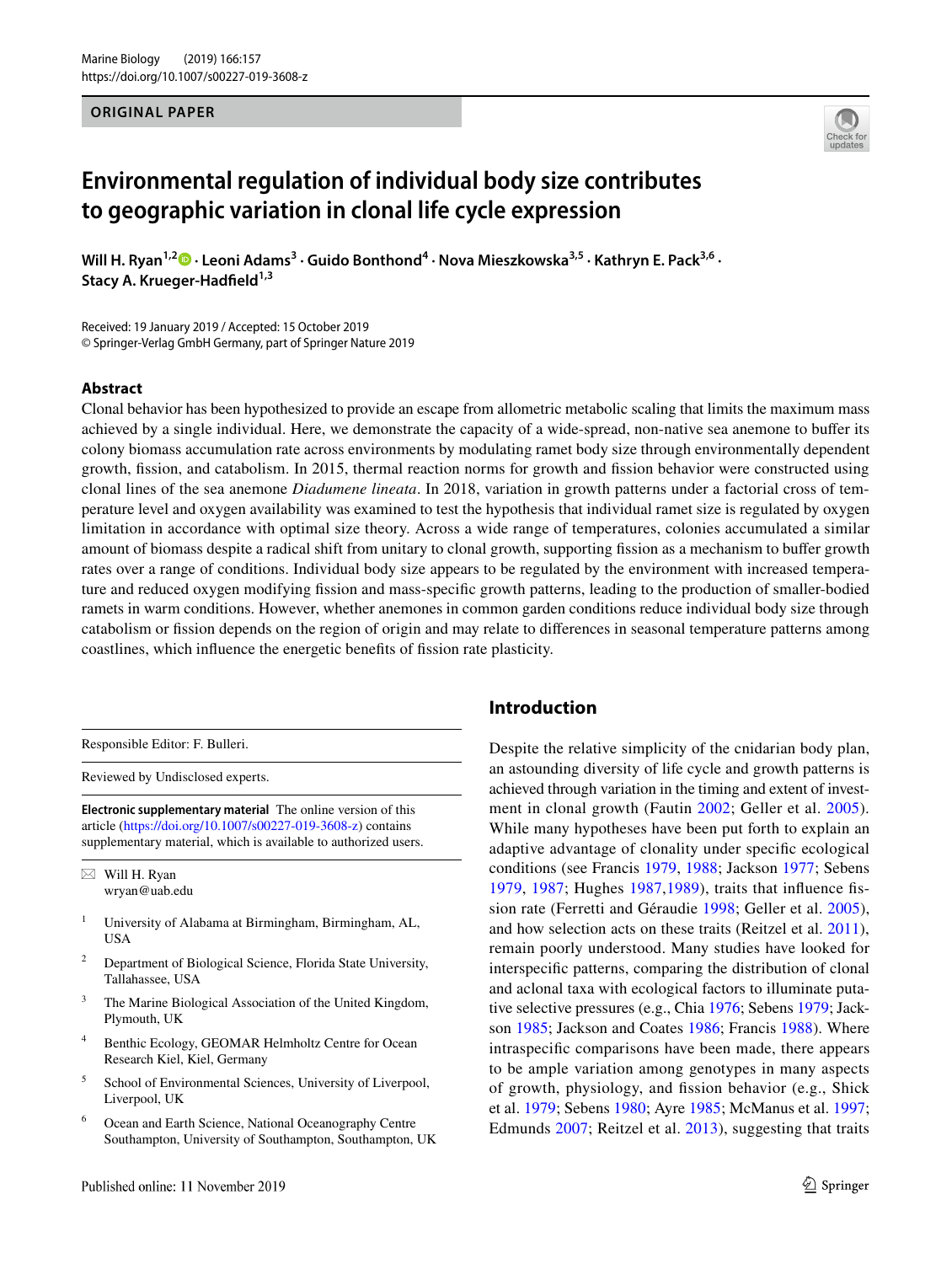ORIGINAL PAPER

# Environmental regulation of individual body size contributes to geographic variation in clonal life cycle expression

**Will H. Ryan[1,2] · Leoni Adams[3] · Guido Bonthond[4] · Nova Mieszkowska[3,5] · Kathryn E. Pack[3,6] · Stacy A. Krueger-Hadfield[1,3]**

Received: 19 January 2019 / Accepted: 15 October 2019
© Springer-Verlag GmbH Germany, part of Springer Nature 2019

## Abstract

Clonal behavior has been hypothesized to provide an escape from allometric metabolic scaling that limits the maximum mass achieved by a single individual. Here, we demonstrate the capacity of a wide-spread, non-native sea anemone to buffer its colony biomass accumulation rate across environments by modulating ramet body size through environmentally dependent growth, fission, and catabolism. In 2015, thermal reaction norms for growth and fission behavior were constructed using clonal lines of the sea anemone *Diadumene lineata*. In 2018, variation in growth patterns under a factorial cross of temperature level and oxygen availability was examined to test the hypothesis that individual ramet size is regulated by oxygen limitation in accordance with optimal size theory. Across a wide range of temperatures, colonies accumulated a similar amount of biomass despite a radical shift from unitary to clonal growth, supporting fission as a mechanism to buffer growth rates over a range of conditions. Individual body size appears to be regulated by the environment with increased temperature and reduced oxygen modifying fission and mass-specific growth patterns, leading to the production of smaller-bodied ramets in warm conditions. However, whether anemones in common garden conditions reduce individual body size through catabolism or fission depends on the region of origin and may relate to differences in seasonal temperature patterns among coastlines, which influence the energetic benefits of fission rate plasticity.

Responsible Editor: F. Bulleri.

Reviewed by Undisclosed experts.

**Electronic supplementary material** The online version of this article (https://doi.org/10.1007/s00227-019-3608-z) contains supplementary material, which is available to authorized users.

✉ Will H. Ryan
wryan@uab.edu

1. University of Alabama at Birmingham, Birmingham, AL, USA
2. Department of Biological Science, Florida State University, Tallahassee, USA
3. The Marine Biological Association of the United Kingdom, Plymouth, UK
4. Benthic Ecology, GEOMAR Helmholtz Centre for Ocean Research Kiel, Kiel, Germany
5. School of Environmental Sciences, University of Liverpool, Liverpool, UK
6. Ocean and Earth Science, National Oceanography Centre Southampton, University of Southampton, Southampton, UK

## Introduction

Despite the relative simplicity of the cnidarian body plan, an astounding diversity of life cycle and growth patterns is achieved through variation in the timing and extent of investment in clonal growth (Fautin 2002; Geller et al. 2005). While many hypotheses have been put forth to explain an adaptive advantage of clonality under specific ecological conditions (see Francis 1979, 1988; Jackson 1977; Sebens 1979, 1987; Hughes 1987,1989), traits that influence fission rate (Ferretti and Géraudie 1998; Geller et al. 2005), and how selection acts on these traits (Reitzel et al. 2011), remain poorly understood. Many studies have looked for interspecific patterns, comparing the distribution of clonal and aclonal taxa with ecological factors to illuminate putative selective pressures (e.g., Chia 1976; Sebens 1979; Jackson 1985; Jackson and Coates 1986; Francis 1988). Where intraspecific comparisons have been made, there appears to be ample variation among genotypes in many aspects of growth, physiology, and fission behavior (e.g., Shick et al. 1979; Sebens 1980; Ayre 1985; McManus et al. 1997; Edmunds 2007; Reitzel et al. 2013), suggesting that traits

Published online: 11 November 2019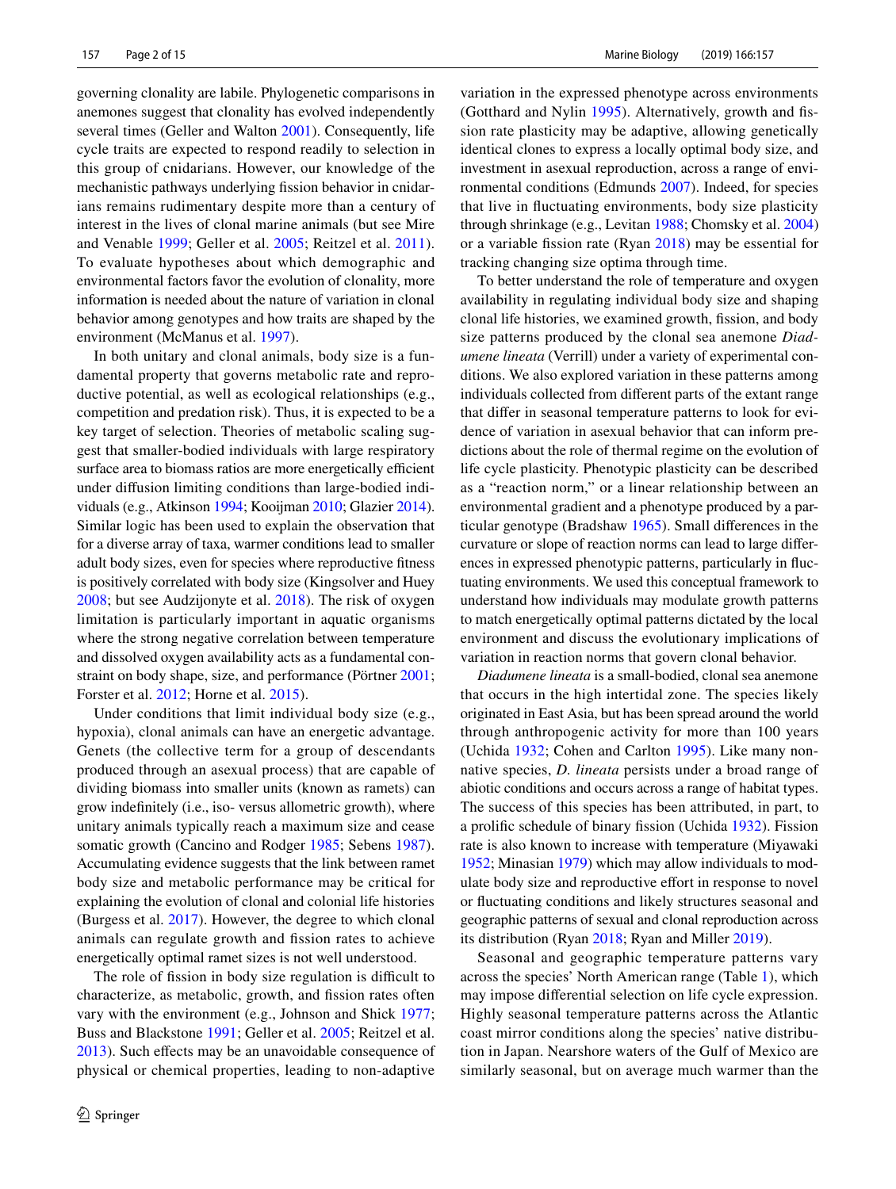governing clonality are labile. Phylogenetic comparisons in anemones suggest that clonality has evolved independently several times (Geller and Walton 2001). Consequently, life cycle traits are expected to respond readily to selection in this group of cnidarians. However, our knowledge of the mechanistic pathways underlying fission behavior in cnidarians remains rudimentary despite more than a century of interest in the lives of clonal marine animals (but see Mire and Venable 1999; Geller et al. 2005; Reitzel et al. 2011). To evaluate hypotheses about which demographic and environmental factors favor the evolution of clonality, more information is needed about the nature of variation in clonal behavior among genotypes and how traits are shaped by the environment (McManus et al. 1997).

In both unitary and clonal animals, body size is a fundamental property that governs metabolic rate and reproductive potential, as well as ecological relationships (e.g., competition and predation risk). Thus, it is expected to be a key target of selection. Theories of metabolic scaling suggest that smaller-bodied individuals with large respiratory surface area to biomass ratios are more energetically efficient under diffusion limiting conditions than large-bodied individuals (e.g., Atkinson 1994; Kooijman 2010; Glazier 2014). Similar logic has been used to explain the observation that for a diverse array of taxa, warmer conditions lead to smaller adult body sizes, even for species where reproductive fitness is positively correlated with body size (Kingsolver and Huey 2008; but see Audzijonyte et al. 2018). The risk of oxygen limitation is particularly important in aquatic organisms where the strong negative correlation between temperature and dissolved oxygen availability acts as a fundamental constraint on body shape, size, and performance (Pörtner 2001; Forster et al. 2012; Horne et al. 2015).

Under conditions that limit individual body size (e.g., hypoxia), clonal animals can have an energetic advantage. Genets (the collective term for a group of descendants produced through an asexual process) that are capable of dividing biomass into smaller units (known as ramets) can grow indefinitely (i.e., iso- versus allometric growth), where unitary animals typically reach a maximum size and cease somatic growth (Cancino and Rodger 1985; Sebens 1987). Accumulating evidence suggests that the link between ramet body size and metabolic performance may be critical for explaining the evolution of clonal and colonial life histories (Burgess et al. 2017). However, the degree to which clonal animals can regulate growth and fission rates to achieve energetically optimal ramet sizes is not well understood.

The role of fission in body size regulation is difficult to characterize, as metabolic, growth, and fission rates often vary with the environment (e.g., Johnson and Shick 1977; Buss and Blackstone 1991; Geller et al. 2005; Reitzel et al. 2013). Such effects may be an unavoidable consequence of physical or chemical properties, leading to non-adaptive variation in the expressed phenotype across environments (Gotthard and Nylin 1995). Alternatively, growth and fission rate plasticity may be adaptive, allowing genetically identical clones to express a locally optimal body size, and investment in asexual reproduction, across a range of environmental conditions (Edmunds 2007). Indeed, for species that live in fluctuating environments, body size plasticity through shrinkage (e.g., Levitan 1988; Chomsky et al. 2004) or a variable fission rate (Ryan 2018) may be essential for tracking changing size optima through time.

To better understand the role of temperature and oxygen availability in regulating individual body size and shaping clonal life histories, we examined growth, fission, and body size patterns produced by the clonal sea anemone *Diadumene lineata* (Verrill) under a variety of experimental conditions. We also explored variation in these patterns among individuals collected from different parts of the extant range that differ in seasonal temperature patterns to look for evidence of variation in asexual behavior that can inform predictions about the role of thermal regime on the evolution of life cycle plasticity. Phenotypic plasticity can be described as a "reaction norm," or a linear relationship between an environmental gradient and a phenotype produced by a particular genotype (Bradshaw 1965). Small differences in the curvature or slope of reaction norms can lead to large differences in expressed phenotypic patterns, particularly in fluctuating environments. We used this conceptual framework to understand how individuals may modulate growth patterns to match energetically optimal patterns dictated by the local environment and discuss the evolutionary implications of variation in reaction norms that govern clonal behavior.

*Diadumene lineata* is a small-bodied, clonal sea anemone that occurs in the high intertidal zone. The species likely originated in East Asia, but has been spread around the world through anthropogenic activity for more than 100 years (Uchida 1932; Cohen and Carlton 1995). Like many non-native species, *D. lineata* persists under a broad range of abiotic conditions and occurs across a range of habitat types. The success of this species has been attributed, in part, to a prolific schedule of binary fission (Uchida 1932). Fission rate is also known to increase with temperature (Miyawaki 1952; Minasian 1979) which may allow individuals to modulate body size and reproductive effort in response to novel or fluctuating conditions and likely structures seasonal and geographic patterns of sexual and clonal reproduction across its distribution (Ryan 2018; Ryan and Miller 2019).

Seasonal and geographic temperature patterns vary across the species' North American range (Table 1), which may impose differential selection on life cycle expression. Highly seasonal temperature patterns across the Atlantic coast mirror conditions along the species' native distribution in Japan. Nearshore waters of the Gulf of Mexico are similarly seasonal, but on average much warmer than the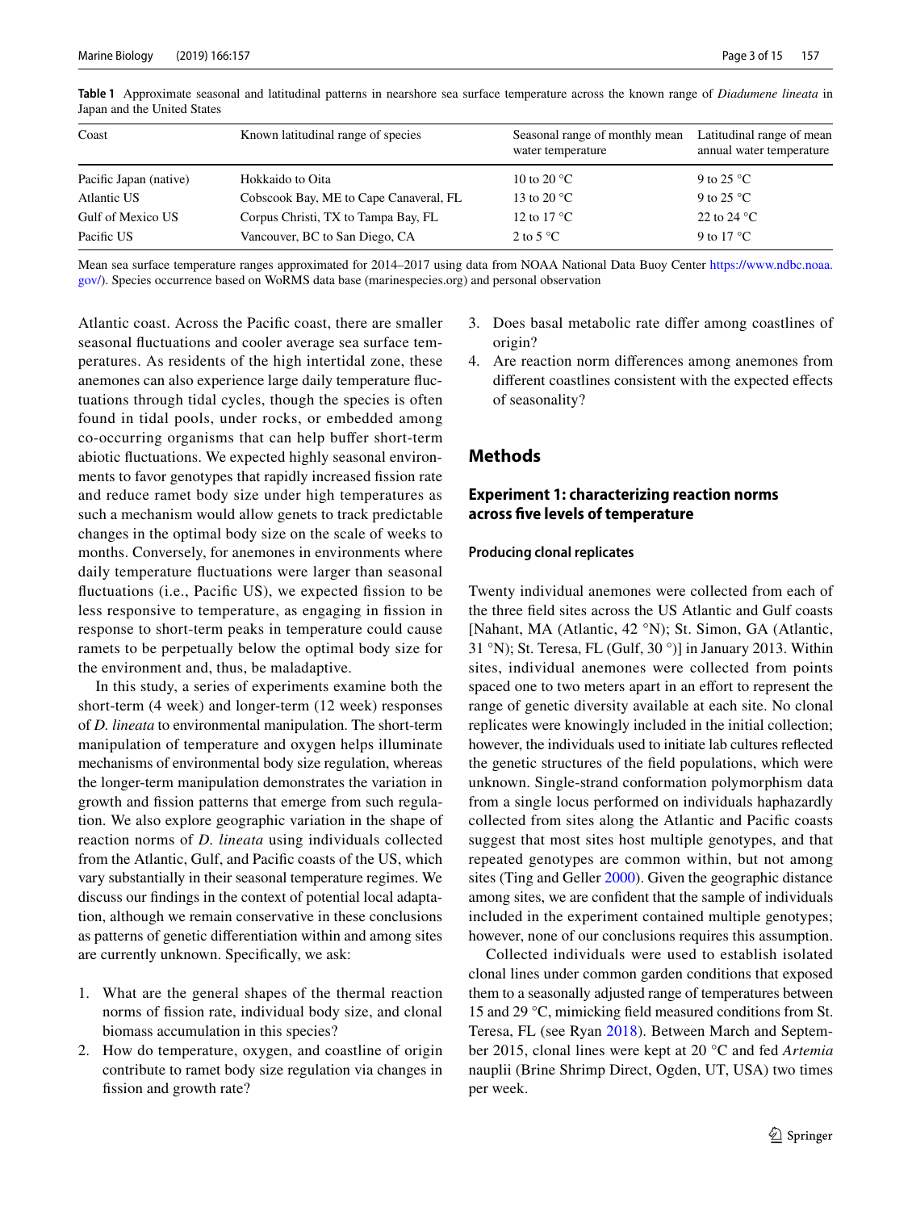**Table 1** Approximate seasonal and latitudinal patterns in nearshore sea surface temperature across the known range of *Diadumene lineata* in Japan and the United States

| Coast | Known latitudinal range of species | Seasonal range of monthly mean water temperature | Latitudinal range of mean annual water temperature |
|---|---|---|---|
| Pacific Japan (native) | Hokkaido to Oita | 10 to 20 °C | 9 to 25 °C |
| Atlantic US | Cobscook Bay, ME to Cape Canaveral, FL | 13 to 20 °C | 9 to 25 °C |
| Gulf of Mexico US | Corpus Christi, TX to Tampa Bay, FL | 12 to 17 °C | 22 to 24 °C |
| Pacific US | Vancouver, BC to San Diego, CA | 2 to 5 °C | 9 to 17 °C |

Mean sea surface temperature ranges approximated for 2014–2017 using data from NOAA National Data Buoy Center https://www.ndbc.noaa.gov/). Species occurrence based on WoRMS data base (marinespecies.org) and personal observation

Atlantic coast. Across the Pacific coast, there are smaller seasonal fluctuations and cooler average sea surface temperatures. As residents of the high intertidal zone, these anemones can also experience large daily temperature fluctuations through tidal cycles, though the species is often found in tidal pools, under rocks, or embedded among co-occurring organisms that can help buffer short-term abiotic fluctuations. We expected highly seasonal environments to favor genotypes that rapidly increased fission rate and reduce ramet body size under high temperatures as such a mechanism would allow genets to track predictable changes in the optimal body size on the scale of weeks to months. Conversely, for anemones in environments where daily temperature fluctuations were larger than seasonal fluctuations (i.e., Pacific US), we expected fission to be less responsive to temperature, as engaging in fission in response to short-term peaks in temperature could cause ramets to be perpetually below the optimal body size for the environment and, thus, be maladaptive.

In this study, a series of experiments examine both the short-term (4 week) and longer-term (12 week) responses of *D. lineata* to environmental manipulation. The short-term manipulation of temperature and oxygen helps illuminate mechanisms of environmental body size regulation, whereas the longer-term manipulation demonstrates the variation in growth and fission patterns that emerge from such regulation. We also explore geographic variation in the shape of reaction norms of *D. lineata* using individuals collected from the Atlantic, Gulf, and Pacific coasts of the US, which vary substantially in their seasonal temperature regimes. We discuss our findings in the context of potential local adaptation, although we remain conservative in these conclusions as patterns of genetic differentiation within and among sites are currently unknown. Specifically, we ask:

1. What are the general shapes of the thermal reaction norms of fission rate, individual body size, and clonal biomass accumulation in this species?
2. How do temperature, oxygen, and coastline of origin contribute to ramet body size regulation via changes in fission and growth rate?
3. Does basal metabolic rate differ among coastlines of origin?
4. Are reaction norm differences among anemones from different coastlines consistent with the expected effects of seasonality?

## Methods

### Experiment 1: characterizing reaction norms across five levels of temperature

#### Producing clonal replicates

Twenty individual anemones were collected from each of the three field sites across the US Atlantic and Gulf coasts [Nahant, MA (Atlantic, 42 °N); St. Simon, GA (Atlantic, 31 °N); St. Teresa, FL (Gulf, 30 °)] in January 2013. Within sites, individual anemones were collected from points spaced one to two meters apart in an effort to represent the range of genetic diversity available at each site. No clonal replicates were knowingly included in the initial collection; however, the individuals used to initiate lab cultures reflected the genetic structures of the field populations, which were unknown. Single-strand conformation polymorphism data from a single locus performed on individuals haphazardly collected from sites along the Atlantic and Pacific coasts suggest that most sites host multiple genotypes, and that repeated genotypes are common within, but not among sites (Ting and Geller 2000). Given the geographic distance among sites, we are confident that the sample of individuals included in the experiment contained multiple genotypes; however, none of our conclusions requires this assumption.

Collected individuals were used to establish isolated clonal lines under common garden conditions that exposed them to a seasonally adjusted range of temperatures between 15 and 29 °C, mimicking field measured conditions from St. Teresa, FL (see Ryan 2018). Between March and September 2015, clonal lines were kept at 20 °C and fed *Artemia* nauplii (Brine Shrimp Direct, Ogden, UT, USA) two times per week.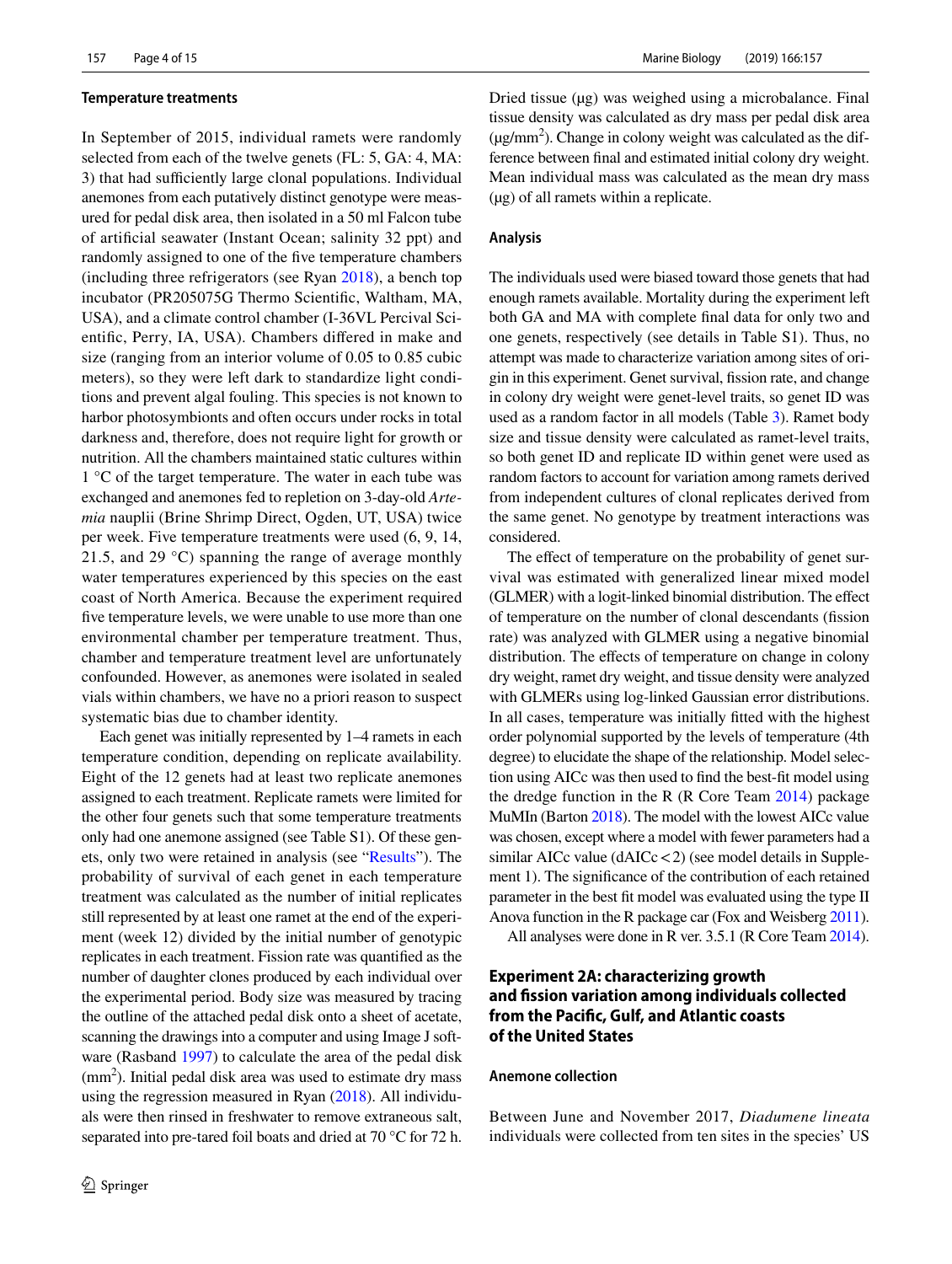### Temperature treatments

In September of 2015, individual ramets were randomly selected from each of the twelve genets (FL: 5, GA: 4, MA: 3) that had sufficiently large clonal populations. Individual anemones from each putatively distinct genotype were measured for pedal disk area, then isolated in a 50 ml Falcon tube of artificial seawater (Instant Ocean; salinity 32 ppt) and randomly assigned to one of the five temperature chambers (including three refrigerators (see Ryan 2018), a bench top incubator (PR205075G Thermo Scientific, Waltham, MA, USA), and a climate control chamber (I-36VL Percival Scientific, Perry, IA, USA). Chambers differed in make and size (ranging from an interior volume of 0.05 to 0.85 cubic meters), so they were left dark to standardize light conditions and prevent algal fouling. This species is not known to harbor photosymbionts and often occurs under rocks in total darkness and, therefore, does not require light for growth or nutrition. All the chambers maintained static cultures within 1 °C of the target temperature. The water in each tube was exchanged and anemones fed to repletion on 3-day-old *Artemia* nauplii (Brine Shrimp Direct, Ogden, UT, USA) twice per week. Five temperature treatments were used (6, 9, 14, 21.5, and 29 °C) spanning the range of average monthly water temperatures experienced by this species on the east coast of North America. Because the experiment required five temperature levels, we were unable to use more than one environmental chamber per temperature treatment. Thus, chamber and temperature treatment level are unfortunately confounded. However, as anemones were isolated in sealed vials within chambers, we have no a priori reason to suspect systematic bias due to chamber identity.

Each genet was initially represented by 1–4 ramets in each temperature condition, depending on replicate availability. Eight of the 12 genets had at least two replicate anemones assigned to each treatment. Replicate ramets were limited for the other four genets such that some temperature treatments only had one anemone assigned (see Table S1). Of these genets, only two were retained in analysis (see "Results"). The probability of survival of each genet in each temperature treatment was calculated as the number of initial replicates still represented by at least one ramet at the end of the experiment (week 12) divided by the initial number of genotypic replicates in each treatment. Fission rate was quantified as the number of daughter clones produced by each individual over the experimental period. Body size was measured by tracing the outline of the attached pedal disk onto a sheet of acetate, scanning the drawings into a computer and using Image J software (Rasband 1997) to calculate the area of the pedal disk ($mm^2$). Initial pedal disk area was used to estimate dry mass using the regression measured in Ryan (2018). All individuals were then rinsed in freshwater to remove extraneous salt, separated into pre-tared foil boats and dried at 70 °C for 72 h. Dried tissue (µg) was weighed using a microbalance. Final tissue density was calculated as dry mass per pedal disk area ($\mu g/mm^2$). Change in colony weight was calculated as the difference between final and estimated initial colony dry weight. Mean individual mass was calculated as the mean dry mass (µg) of all ramets within a replicate.

### Analysis

The individuals used were biased toward those genets that had enough ramets available. Mortality during the experiment left both GA and MA with complete final data for only two and one genets, respectively (see details in Table S1). Thus, no attempt was made to characterize variation among sites of origin in this experiment. Genet survival, fission rate, and change in colony dry weight were genet-level traits, so genet ID was used as a random factor in all models (Table 3). Ramet body size and tissue density were calculated as ramet-level traits, so both genet ID and replicate ID within genet were used as random factors to account for variation among ramets derived from independent cultures of clonal replicates derived from the same genet. No genotype by treatment interactions was considered.

The effect of temperature on the probability of genet survival was estimated with generalized linear mixed model (GLMER) with a logit-linked binomial distribution. The effect of temperature on the number of clonal descendants (fission rate) was analyzed with GLMER using a negative binomial distribution. The effects of temperature on change in colony dry weight, ramet dry weight, and tissue density were analyzed with GLMERs using log-linked Gaussian error distributions. In all cases, temperature was initially fitted with the highest order polynomial supported by the levels of temperature (4th degree) to elucidate the shape of the relationship. Model selection using AICc was then used to find the best-fit model using the dredge function in the R (R Core Team 2014) package MuMIn (Barton 2018). The model with the lowest AICc value was chosen, except where a model with fewer parameters had a similar AICc value (dAICc < 2) (see model details in Supplement 1). The significance of the contribution of each retained parameter in the best fit model was evaluated using the type II Anova function in the R package car (Fox and Weisberg 2011).

All analyses were done in R ver. 3.5.1 (R Core Team 2014).

## Experiment 2A: characterizing growth and fission variation among individuals collected from the Pacific, Gulf, and Atlantic coasts of the United States

### Anemone collection

Between June and November 2017, *Diadumene lineata* individuals were collected from ten sites in the species' US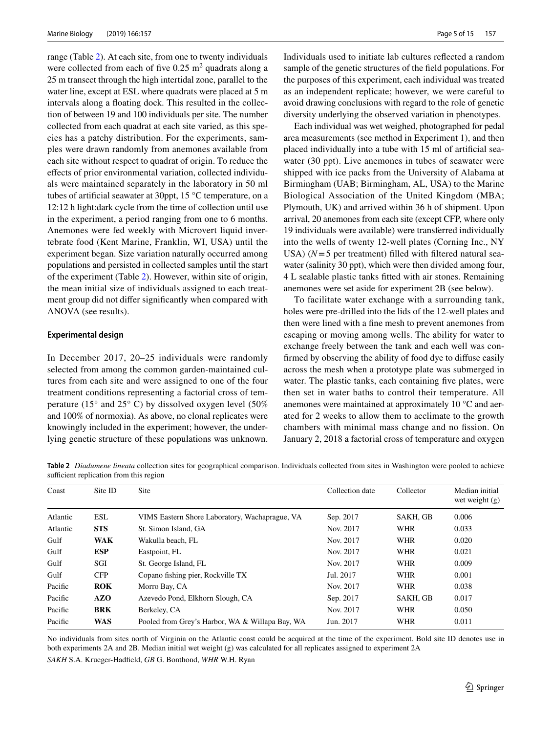range (Table 2). At each site, from one to twenty individuals were collected from each of five 0.25 $m^2$ quadrats along a 25 m transect through the high intertidal zone, parallel to the water line, except at ESL where quadrats were placed at 5 m intervals along a floating dock. This resulted in the collection of between 19 and 100 individuals per site. The number collected from each quadrat at each site varied, as this species has a patchy distribution. For the experiments, samples were drawn randomly from anemones available from each site without respect to quadrat of origin. To reduce the effects of prior environmental variation, collected individuals were maintained separately in the laboratory in 50 ml tubes of artificial seawater at 30ppt, 15 °C temperature, on a 12:12 h light:dark cycle from the time of collection until use in the experiment, a period ranging from one to 6 months. Anemones were fed weekly with Microvert liquid invertebrate food (Kent Marine, Franklin, WI, USA) until the experiment began. Size variation naturally occurred among populations and persisted in collected samples until the start of the experiment (Table 2). However, within site of origin, the mean initial size of individuals assigned to each treatment group did not differ significantly when compared with ANOVA (see results).

### Experimental design

In December 2017, 20–25 individuals were randomly selected from among the common garden-maintained cultures from each site and were assigned to one of the four treatment conditions representing a factorial cross of temperature (15° and 25° C) by dissolved oxygen level (50% and 100% of normoxia). As above, no clonal replicates were knowingly included in the experiment; however, the underlying genetic structure of these populations was unknown. Individuals used to initiate lab cultures reflected a random sample of the genetic structures of the field populations. For the purposes of this experiment, each individual was treated as an independent replicate; however, we were careful to avoid drawing conclusions with regard to the role of genetic diversity underlying the observed variation in phenotypes.

Each individual was wet weighed, photographed for pedal area measurements (see method in Experiment 1), and then placed individually into a tube with 15 ml of artificial seawater (30 ppt). Live anemones in tubes of seawater were shipped with ice packs from the University of Alabama at Birmingham (UAB; Birmingham, AL, USA) to the Marine Biological Association of the United Kingdom (MBA; Plymouth, UK) and arrived within 36 h of shipment. Upon arrival, 20 anemones from each site (except CFP, where only 19 individuals were available) were transferred individually into the wells of twenty 12-well plates (Corning Inc., NY USA) ($N = 5$ per treatment) filled with filtered natural seawater (salinity 30 ppt), which were then divided among four, 4 L sealable plastic tanks fitted with air stones. Remaining anemones were set aside for experiment 2B (see below).

To facilitate water exchange with a surrounding tank, holes were pre-drilled into the lids of the 12-well plates and then were lined with a fine mesh to prevent anemones from escaping or moving among wells. The ability for water to exchange freely between the tank and each well was confirmed by observing the ability of food dye to diffuse easily across the mesh when a prototype plate was submerged in water. The plastic tanks, each containing five plates, were then set in water baths to control their temperature. All anemones were maintained at approximately 10 °C and aerated for 2 weeks to allow them to acclimate to the growth chambers with minimal mass change and no fission. On January 2, 2018 a factorial cross of temperature and oxygen

**Table 2** *Diadumene lineata* collection sites for geographical comparison. Individuals collected from sites in Washington were pooled to achieve sufficient replication from this region

| Coast | Site ID | Site | Collection date | Collector | Median initial wet weight (g) |
|---|---|---|---|---|---|
| Atlantic | ESL | VIMS Eastern Shore Laboratory, Wachaprague, VA | Sep. 2017 | SAKH, GB | 0.006 |
| Atlantic | **STS** | St. Simon Island, GA | Nov. 2017 | WHR | 0.033 |
| Gulf | **WAK** | Wakulla beach, FL | Nov. 2017 | WHR | 0.020 |
| Gulf | **ESP** | Eastpoint, FL | Nov. 2017 | WHR | 0.021 |
| Gulf | SGI | St. George Island, FL | Nov. 2017 | WHR | 0.009 |
| Gulf | CFP | Copano fishing pier, Rockville TX | Jul. 2017 | WHR | 0.001 |
| Pacific | **ROK** | Morro Bay, CA | Nov. 2017 | WHR | 0.038 |
| Pacific | **AZO** | Azevedo Pond, Elkhorn Slough, CA | Sep. 2017 | SAKH, GB | 0.017 |
| Pacific | **BRK** | Berkeley, CA | Nov. 2017 | WHR | 0.050 |
| Pacific | **WAS** | Pooled from Grey's Harbor, WA & Willapa Bay, WA | Jun. 2017 | WHR | 0.011 |

No individuals from sites north of Virginia on the Atlantic coast could be acquired at the time of the experiment. Bold site ID denotes use in both experiments 2A and 2B. Median initial wet weight (g) was calculated for all replicates assigned to experiment 2A

*SAKH* S.A. Krueger-Hadfield, *GB* G. Bonthond, *WHR* W.H. Ryan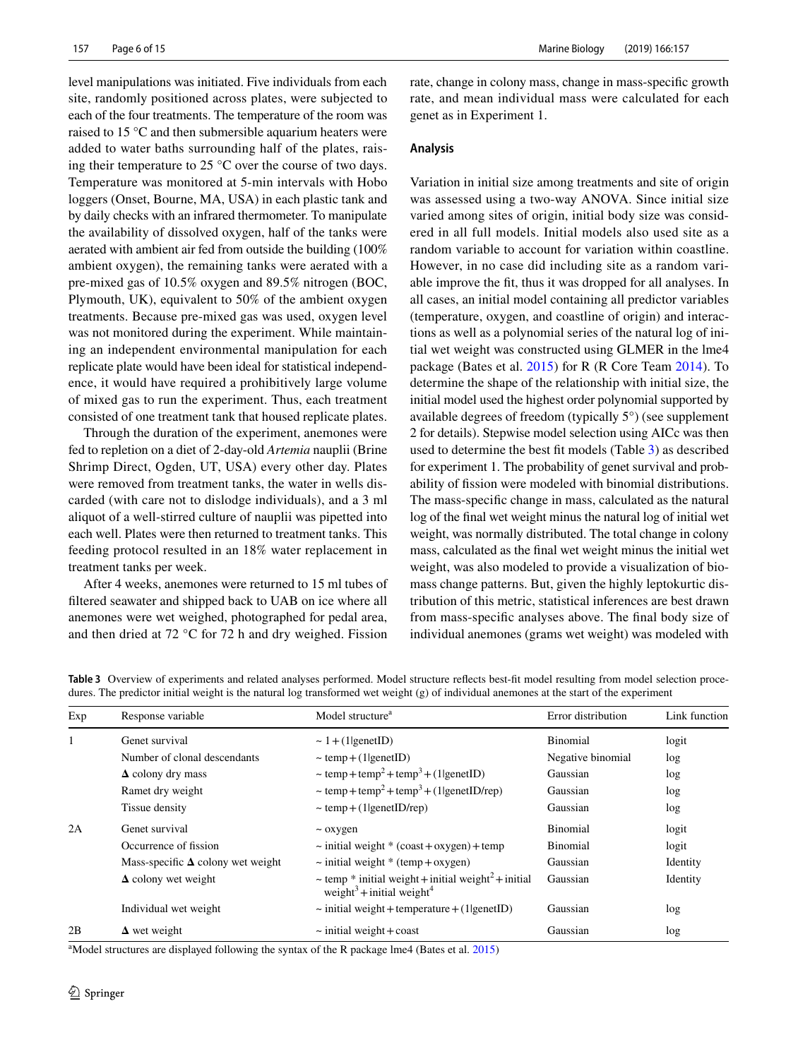level manipulations was initiated. Five individuals from each site, randomly positioned across plates, were subjected to each of the four treatments. The temperature of the room was raised to 15 °C and then submersible aquarium heaters were added to water baths surrounding half of the plates, raising their temperature to 25 °C over the course of two days. Temperature was monitored at 5-min intervals with Hobo loggers (Onset, Bourne, MA, USA) in each plastic tank and by daily checks with an infrared thermometer. To manipulate the availability of dissolved oxygen, half of the tanks were aerated with ambient air fed from outside the building (100% ambient oxygen), the remaining tanks were aerated with a pre-mixed gas of 10.5% oxygen and 89.5% nitrogen (BOC, Plymouth, UK), equivalent to 50% of the ambient oxygen treatments. Because pre-mixed gas was used, oxygen level was not monitored during the experiment. While maintaining an independent environmental manipulation for each replicate plate would have been ideal for statistical independence, it would have required a prohibitively large volume of mixed gas to run the experiment. Thus, each treatment consisted of one treatment tank that housed replicate plates.

Through the duration of the experiment, anemones were fed to repletion on a diet of 2-day-old *Artemia* nauplii (Brine Shrimp Direct, Ogden, UT, USA) every other day. Plates were removed from treatment tanks, the water in wells discarded (with care not to dislodge individuals), and a 3 ml aliquot of a well-stirred culture of nauplii was pipetted into each well. Plates were then returned to treatment tanks. This feeding protocol resulted in an 18% water replacement in treatment tanks per week.

After 4 weeks, anemones were returned to 15 ml tubes of filtered seawater and shipped back to UAB on ice where all anemones were wet weighed, photographed for pedal area, and then dried at 72 °C for 72 h and dry weighed. Fission rate, change in colony mass, change in mass-specific growth rate, and mean individual mass were calculated for each genet as in Experiment 1.

### Analysis

Variation in initial size among treatments and site of origin was assessed using a two-way ANOVA. Since initial size varied among sites of origin, initial body size was considered in all full models. Initial models also used site as a random variable to account for variation within coastline. However, in no case did including site as a random variable improve the fit, thus it was dropped for all analyses. In all cases, an initial model containing all predictor variables (temperature, oxygen, and coastline of origin) and interactions as well as a polynomial series of the natural log of initial wet weight was constructed using GLMER in the lme4 package (Bates et al. 2015) for R (R Core Team 2014). To determine the shape of the relationship with initial size, the initial model used the highest order polynomial supported by available degrees of freedom (typically 5°) (see supplement 2 for details). Stepwise model selection using AICc was then used to determine the best fit models (Table 3) as described for experiment 1. The probability of genet survival and probability of fission were modeled with binomial distributions. The mass-specific change in mass, calculated as the natural log of the final wet weight minus the natural log of initial wet weight, was normally distributed. The total change in colony mass, calculated as the final wet weight minus the initial wet weight, was also modeled to provide a visualization of biomass change patterns. But, given the highly leptokurtic distribution of this metric, statistical inferences are best drawn from mass-specific analyses above. The final body size of individual anemones (grams wet weight) was modeled with

**Table 3** Overview of experiments and related analyses performed. Model structure reflects best-fit model resulting from model selection procedures. The predictor initial weight is the natural log transformed wet weight (g) of individual anemones at the start of the experiment

| Exp | Response variable | Model structure[a] | Error distribution | Link function |
|---|---|---|---|---|
| 1 | Genet survival | ~ 1 + (1\|genetID) | Binomial | logit |
| | Number of clonal descendants | ~ temp + (1\|genetID) | Negative binomial | log |
| | **Δ** colony dry mass | ~ temp + temp$^2$ + temp$^3$ + (1\|genetID) | Gaussian | log |
| | Ramet dry weight | ~ temp + temp$^2$ + temp$^3$ + (1\|genetID/rep) | Gaussian | log |
| | Tissue density | ~ temp + (1\|genetID/rep) | Gaussian | log |
| 2A | Genet survival | ~ oxygen | Binomial | logit |
| | Occurrence of fission | ~ initial weight * (coast + oxygen) + temp | Binomial | logit |
| | Mass-specific **Δ** colony wet weight | ~ initial weight * (temp + oxygen) | Gaussian | Identity |
| | **Δ** colony wet weight | ~ temp * initial weight + initial weight$^2$ + initial weight$^3$ + initial weight$^4$ | Gaussian | Identity |
| | Individual wet weight | ~ initial weight + temperature + (1\|genetID) | Gaussian | log |
| 2B | **Δ** wet weight | ~ initial weight + coast | Gaussian | log |

[a]Model structures are displayed following the syntax of the R package lme4 (Bates et al. 2015)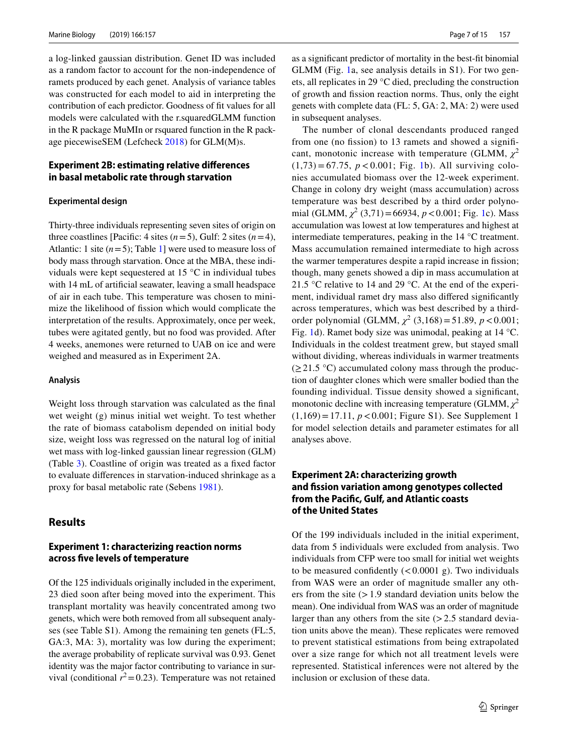a log-linked gaussian distribution. Genet ID was included as a random factor to account for the non-independence of ramets produced by each genet. Analysis of variance tables was constructed for each model to aid in interpreting the contribution of each predictor. Goodness of fit values for all models were calculated with the r.squaredGLMM function in the R package MuMIn or rsquared function in the R package piecewiseSEM (Lefcheck 2018) for GLM(M)s.

### Experiment 2B: estimating relative differences in basal metabolic rate through starvation

#### Experimental design

Thirty-three individuals representing seven sites of origin on three coastlines [Pacific: 4 sites ($n = 5$), Gulf: 2 sites ($n = 4$), Atlantic: 1 site ($n = 5$); Table 1] were used to measure loss of body mass through starvation. Once at the MBA, these individuals were kept sequestered at 15 °C in individual tubes with 14 mL of artificial seawater, leaving a small headspace of air in each tube. This temperature was chosen to minimize the likelihood of fission which would complicate the interpretation of the results. Approximately, once per week, tubes were agitated gently, but no food was provided. After 4 weeks, anemones were returned to UAB on ice and were weighed and measured as in Experiment 2A.

#### Analysis

Weight loss through starvation was calculated as the final wet weight (g) minus initial wet weight. To test whether the rate of biomass catabolism depended on initial body size, weight loss was regressed on the natural log of initial wet mass with log-linked gaussian linear regression (GLM) (Table 3). Coastline of origin was treated as a fixed factor to evaluate differences in starvation-induced shrinkage as a proxy for basal metabolic rate (Sebens 1981).

## Results

### Experiment 1: characterizing reaction norms across five levels of temperature

Of the 125 individuals originally included in the experiment, 23 died soon after being moved into the experiment. This transplant mortality was heavily concentrated among two genets, which were both removed from all subsequent analyses (see Table S1). Among the remaining ten genets (FL:5, GA:3, MA: 3), mortality was low during the experiment; the average probability of replicate survival was 0.93. Genet identity was the major factor contributing to variance in survival (conditional $r^2 = 0.23$). Temperature was not retained as a significant predictor of mortality in the best-fit binomial GLMM (Fig. 1a, see analysis details in S1). For two genets, all replicates in 29 °C died, precluding the construction of growth and fission reaction norms. Thus, only the eight genets with complete data (FL: 5, GA: 2, MA: 2) were used in subsequent analyses.

The number of clonal descendants produced ranged from one (no fission) to 13 ramets and showed a significant, monotonic increase with temperature (GLMM, $\chi^2$ $(1,73) = 67.75$, $p < 0.001$; Fig. 1b). All surviving colonies accumulated biomass over the 12-week experiment. Change in colony dry weight (mass accumulation) across temperature was best described by a third order polynomial (GLMM, $\chi^2$ $(3,71) = 66934$, $p < 0.001$; Fig. 1c). Mass accumulation was lowest at low temperatures and highest at intermediate temperatures, peaking in the 14 °C treatment. Mass accumulation remained intermediate to high across the warmer temperatures despite a rapid increase in fission; though, many genets showed a dip in mass accumulation at 21.5 °C relative to 14 and 29 °C. At the end of the experiment, individual ramet dry mass also differed significantly across temperatures, which was best described by a third-order polynomial (GLMM, $\chi^2$ $(3,168) = 51.89$, $p < 0.001$; Fig. 1d). Ramet body size was unimodal, peaking at 14 °C. Individuals in the coldest treatment grew, but stayed small without dividing, whereas individuals in warmer treatments ($\geq 21.5$ °C) accumulated colony mass through the production of daughter clones which were smaller bodied than the founding individual. Tissue density showed a significant, monotonic decline with increasing temperature (GLMM, $\chi^2$ $(1,169) = 17.11$, $p < 0.001$; Figure S1). See Supplement 1 for model selection details and parameter estimates for all analyses above.

### Experiment 2A: characterizing growth and fission variation among genotypes collected from the Pacific, Gulf, and Atlantic coasts of the United States

Of the 199 individuals included in the initial experiment, data from 5 individuals were excluded from analysis. Two individuals from CFP were too small for initial wet weights to be measured confidently ($< 0.0001$ g). Two individuals from WAS were an order of magnitude smaller any others from the site ($> 1.9$ standard deviation units below the mean). One individual from WAS was an order of magnitude larger than any others from the site ($> 2.5$ standard deviation units above the mean). These replicates were removed to prevent statistical estimations from being extrapolated over a size range for which not all treatment levels were represented. Statistical inferences were not altered by the inclusion or exclusion of these data.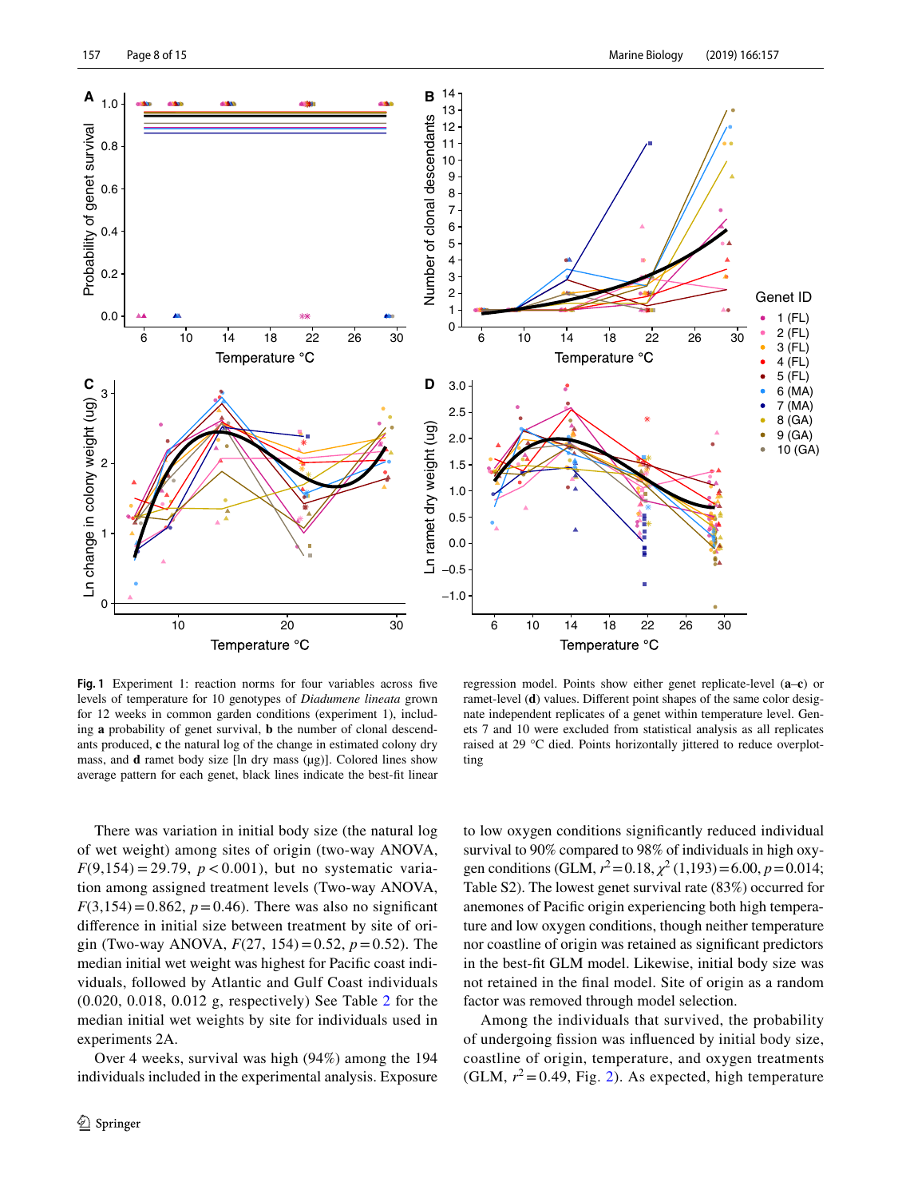**Fig. 1** Experiment 1: reaction norms for four variables across five levels of temperature for 10 genotypes of *Diadumene lineata* grown for 12 weeks in common garden conditions (experiment 1), including **a** probability of genet survival, **b** the number of clonal descendants produced, **c** the natural log of the change in estimated colony dry mass, and **d** ramet body size [ln dry mass (μg)]. Colored lines show average pattern for each genet, black lines indicate the best-fit linear regression model. Points show either genet replicate-level (**a–c**) or ramet-level (**d**) values. Different point shapes of the same color designate independent replicates of a genet within temperature level. Genets 7 and 10 were excluded from statistical analysis as all replicates raised at 29 °C died. Points horizontally jittered to reduce overplotting

There was variation in initial body size (the natural log of wet weight) among sites of origin (two-way ANOVA, $F(9,154) = 29.79$, $p < 0.001$), but no systematic variation among assigned treatment levels (Two-way ANOVA, $F(3,154) = 0.862$, $p = 0.46$). There was also no significant difference in initial size between treatment by site of origin (Two-way ANOVA, $F(27, 154) = 0.52$, $p = 0.52$). The median initial wet weight was highest for Pacific coast individuals, followed by Atlantic and Gulf Coast individuals (0.020, 0.018, 0.012 g, respectively) See Table 2 for the median initial wet weights by site for individuals used in experiments 2A.

Over 4 weeks, survival was high (94%) among the 194 individuals included in the experimental analysis. Exposure to low oxygen conditions significantly reduced individual survival to 90% compared to 98% of individuals in high oxygen conditions (GLM, $r^2 = 0.18$, $\chi^2$ (1,193) = 6.00, $p = 0.014$; Table S2). The lowest genet survival rate (83%) occurred for anemones of Pacific origin experiencing both high temperature and low oxygen conditions, though neither temperature nor coastline of origin was retained as significant predictors in the best-fit GLM model. Likewise, initial body size was not retained in the final model. Site of origin as a random factor was removed through model selection.

Among the individuals that survived, the probability of undergoing fission was influenced by initial body size, coastline of origin, temperature, and oxygen treatments (GLM, $r^2 = 0.49$, Fig. 2). As expected, high temperature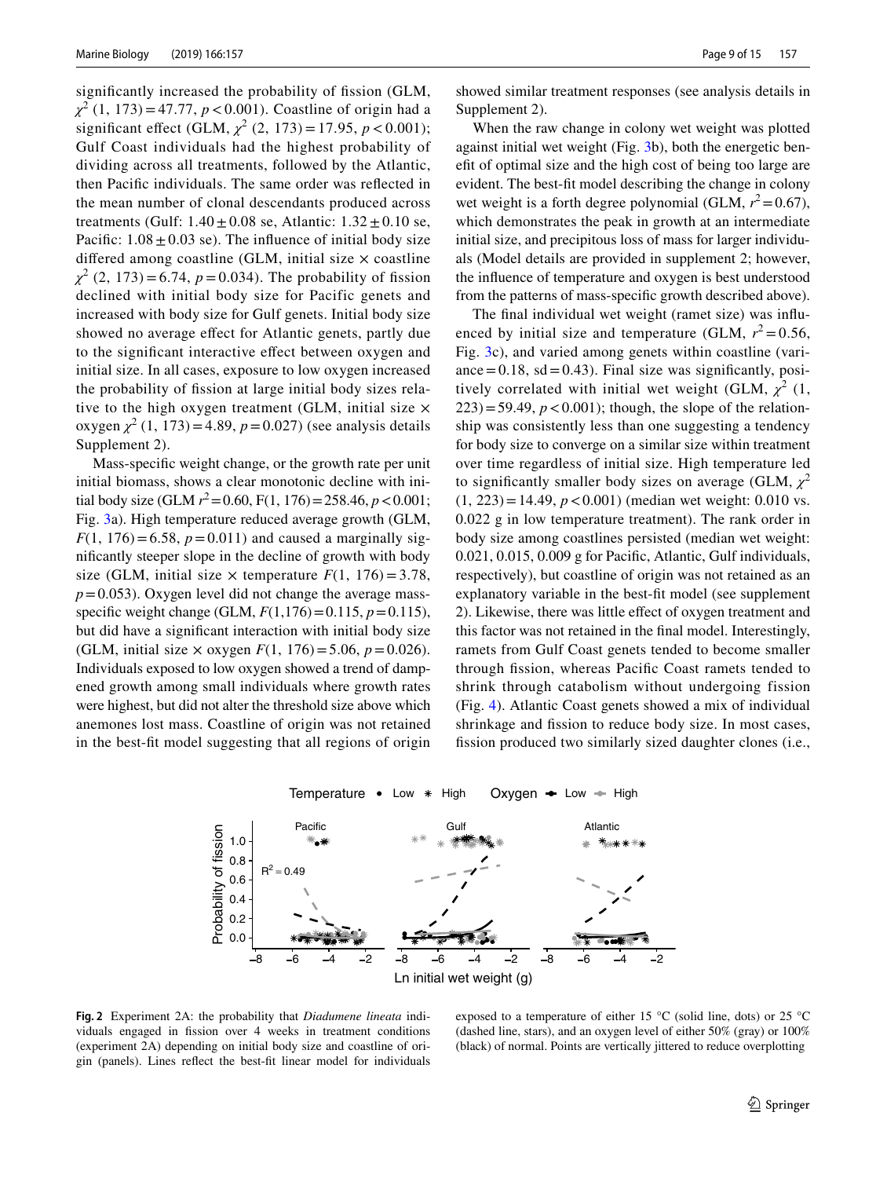significantly increased the probability of fission (GLM, $\chi^2$ (1, 173) = 47.77, $p < 0.001$). Coastline of origin had a significant effect (GLM, $\chi^2$ (2, 173) = 17.95, $p < 0.001$); Gulf Coast individuals had the highest probability of dividing across all treatments, followed by the Atlantic, then Pacific individuals. The same order was reflected in the mean number of clonal descendants produced across treatments (Gulf: 1.40 ± 0.08 se, Atlantic: 1.32 ± 0.10 se, Pacific: 1.08 ± 0.03 se). The influence of initial body size differed among coastline (GLM, initial size × coastline $\chi^2$ (2, 173) = 6.74, $p = 0.034$). The probability of fission declined with initial body size for Pacific genets and increased with body size for Gulf genets. Initial body size showed no average effect for Atlantic genets, partly due to the significant interactive effect between oxygen and initial size. In all cases, exposure to low oxygen increased the probability of fission at large initial body sizes relative to the high oxygen treatment (GLM, initial size × oxygen $\chi^2$ (1, 173) = 4.89, $p = 0.027$) (see analysis details Supplement 2).

Mass-specific weight change, or the growth rate per unit initial biomass, shows a clear monotonic decline with initial body size (GLM $r^2 = 0.60$, F(1, 176) = 258.46, $p < 0.001$; Fig. 3a). High temperature reduced average growth (GLM, $F(1, 176) = 6.58$, $p = 0.011$) and caused a marginally significantly steeper slope in the decline of growth with body size (GLM, initial size × temperature $F(1, 176) = 3.78$, $p = 0.053$). Oxygen level did not change the average mass-specific weight change (GLM, $F(1,176) = 0.115$, $p = 0.115$), but did have a significant interaction with initial body size (GLM, initial size × oxygen $F(1, 176) = 5.06$, $p = 0.026$). Individuals exposed to low oxygen showed a trend of dampened growth among small individuals where growth rates were highest, but did not alter the threshold size above which anemones lost mass. Coastline of origin was not retained in the best-fit model suggesting that all regions of origin showed similar treatment responses (see analysis details in Supplement 2).

When the raw change in colony wet weight was plotted against initial wet weight (Fig. 3b), both the energetic benefit of optimal size and the high cost of being too large are evident. The best-fit model describing the change in colony wet weight is a forth degree polynomial (GLM, $r^2 = 0.67$), which demonstrates the peak in growth at an intermediate initial size, and precipitous loss of mass for larger individuals (Model details are provided in supplement 2; however, the influence of temperature and oxygen is best understood from the patterns of mass-specific growth described above).

The final individual wet weight (ramet size) was influenced by initial size and temperature (GLM, $r^2 = 0.56$, Fig. 3c), and varied among genets within coastline (variance = 0.18, sd = 0.43). Final size was significantly, positively correlated with initial wet weight (GLM, $\chi^2$ (1, 223) = 59.49, $p < 0.001$); though, the slope of the relationship was consistently less than one suggesting a tendency for body size to converge on a similar size within treatment over time regardless of initial size. High temperature led to significantly smaller body sizes on average (GLM, $\chi^2$ (1, 223) = 14.49, $p < 0.001$) (median wet weight: 0.010 vs. 0.022 g in low temperature treatment). The rank order in body size among coastlines persisted (median wet weight: 0.021, 0.015, 0.009 g for Pacific, Atlantic, Gulf individuals, respectively), but coastline of origin was not retained as an explanatory variable in the best-fit model (see supplement 2). Likewise, there was little effect of oxygen treatment and this factor was not retained in the final model. Interestingly, ramets from Gulf Coast genets tended to become smaller through fission, whereas Pacific Coast ramets tended to shrink through catabolism without undergoing fission (Fig. 4). Atlantic Coast genets showed a mix of individual shrinkage and fission to reduce body size. In most cases, fission produced two similarly sized daughter clones (i.e.,

**Fig. 2** Experiment 2A: the probability that *Diadumene lineata* individuals engaged in fission over 4 weeks in treatment conditions (experiment 2A) depending on initial body size and coastline of origin (panels). Lines reflect the best-fit linear model for individuals exposed to a temperature of either 15 °C (solid line, dots) or 25 °C (dashed line, stars), and an oxygen level of either 50% (gray) or 100% (black) of normal. Points are vertically jittered to reduce overplotting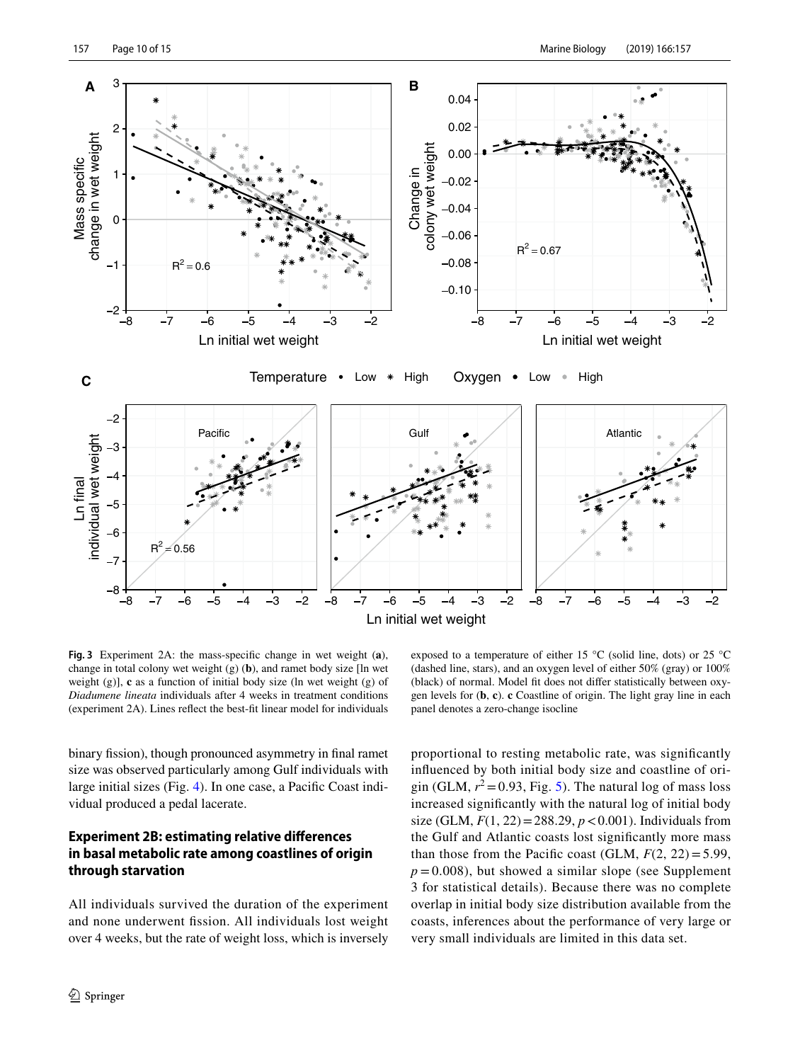**Fig. 3** Experiment 2A: the mass-specific change in wet weight (**a**), change in total colony wet weight (g) (**b**), and ramet body size [ln wet weight (g)], **c** as a function of initial body size (ln wet weight (g) of *Diadumene lineata* individuals after 4 weeks in treatment conditions (experiment 2A). Lines reflect the best-fit linear model for individuals exposed to a temperature of either 15 °C (solid line, dots) or 25 °C (dashed line, stars), and an oxygen level of either 50% (gray) or 100% (black) of normal. Model fit does not differ statistically between oxygen levels for (**b**, **c**). **c** Coastline of origin. The light gray line in each panel denotes a zero-change isocline

binary fission), though pronounced asymmetry in final ramet size was observed particularly among Gulf individuals with large initial sizes (Fig. 4). In one case, a Pacific Coast individual produced a pedal lacerate.

### Experiment 2B: estimating relative differences in basal metabolic rate among coastlines of origin through starvation

All individuals survived the duration of the experiment and none underwent fission. All individuals lost weight over 4 weeks, but the rate of weight loss, which is inversely proportional to resting metabolic rate, was significantly influenced by both initial body size and coastline of origin (GLM, $r^2 = 0.93$, Fig. 5). The natural log of mass loss increased significantly with the natural log of initial body size (GLM, $F(1, 22) = 288.29$, $p < 0.001$). Individuals from the Gulf and Atlantic coasts lost significantly more mass than those from the Pacific coast (GLM, $F(2, 22) = 5.99$, $p = 0.008$), but showed a similar slope (see Supplement 3 for statistical details). Because there was no complete overlap in initial body size distribution available from the coasts, inferences about the performance of very large or very small individuals are limited in this data set.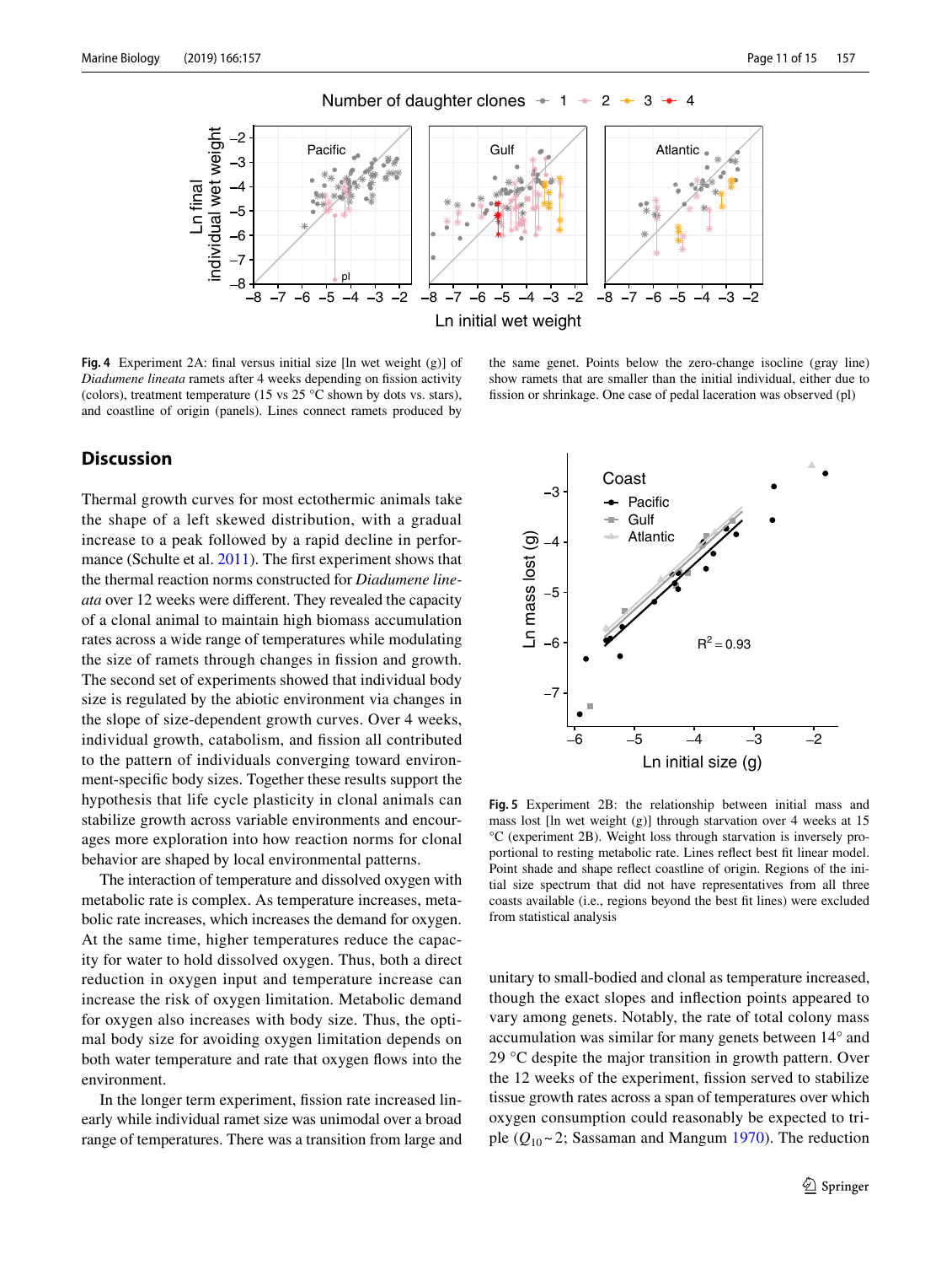**Fig. 4** Experiment 2A: final versus initial size [ln wet weight (g)] of *Diadumene lineata* ramets after 4 weeks depending on fission activity (colors), treatment temperature (15 vs 25 °C shown by dots vs. stars), and coastline of origin (panels). Lines connect ramets produced by the same genet. Points below the zero-change isocline (gray line) show ramets that are smaller than the initial individual, either due to fission or shrinkage. One case of pedal laceration was observed (pl)

**Fig. 5** Experiment 2B: the relationship between initial mass and mass lost [ln wet weight (g)] through starvation over 4 weeks at 15 °C (experiment 2B). Weight loss through starvation is inversely proportional to resting metabolic rate. Lines reflect best fit linear model. Point shade and shape reflect coastline of origin. Regions of the initial size spectrum that did not have representatives from all three coasts available (i.e., regions beyond the best fit lines) were excluded from statistical analysis

## Discussion

Thermal growth curves for most ectothermic animals take the shape of a left skewed distribution, with a gradual increase to a peak followed by a rapid decline in performance (Schulte et al. 2011). The first experiment shows that the thermal reaction norms constructed for *Diadumene lineata* over 12 weeks were different. They revealed the capacity of a clonal animal to maintain high biomass accumulation rates across a wide range of temperatures while modulating the size of ramets through changes in fission and growth. The second set of experiments showed that individual body size is regulated by the abiotic environment via changes in the slope of size-dependent growth curves. Over 4 weeks, individual growth, catabolism, and fission all contributed to the pattern of individuals converging toward environment-specific body sizes. Together these results support the hypothesis that life cycle plasticity in clonal animals can stabilize growth across variable environments and encourages more exploration into how reaction norms for clonal behavior are shaped by local environmental patterns.

The interaction of temperature and dissolved oxygen with metabolic rate is complex. As temperature increases, metabolic rate increases, which increases the demand for oxygen. At the same time, higher temperatures reduce the capacity for water to hold dissolved oxygen. Thus, both a direct reduction in oxygen input and temperature increase can increase the risk of oxygen limitation. Metabolic demand for oxygen also increases with body size. Thus, the optimal body size for avoiding oxygen limitation depends on both water temperature and rate that oxygen flows into the environment.

In the longer term experiment, fission rate increased linearly while individual ramet size was unimodal over a broad range of temperatures. There was a transition from large and unitary to small-bodied and clonal as temperature increased, though the exact slopes and inflection points appeared to vary among genets. Notably, the rate of total colony mass accumulation was similar for many genets between 14° and 29 °C despite the major transition in growth pattern. Over the 12 weeks of the experiment, fission served to stabilize tissue growth rates across a span of temperatures over which oxygen consumption could reasonably be expected to triple ($Q_{10}$ ~ 2; Sassaman and Mangum 1970). The reduction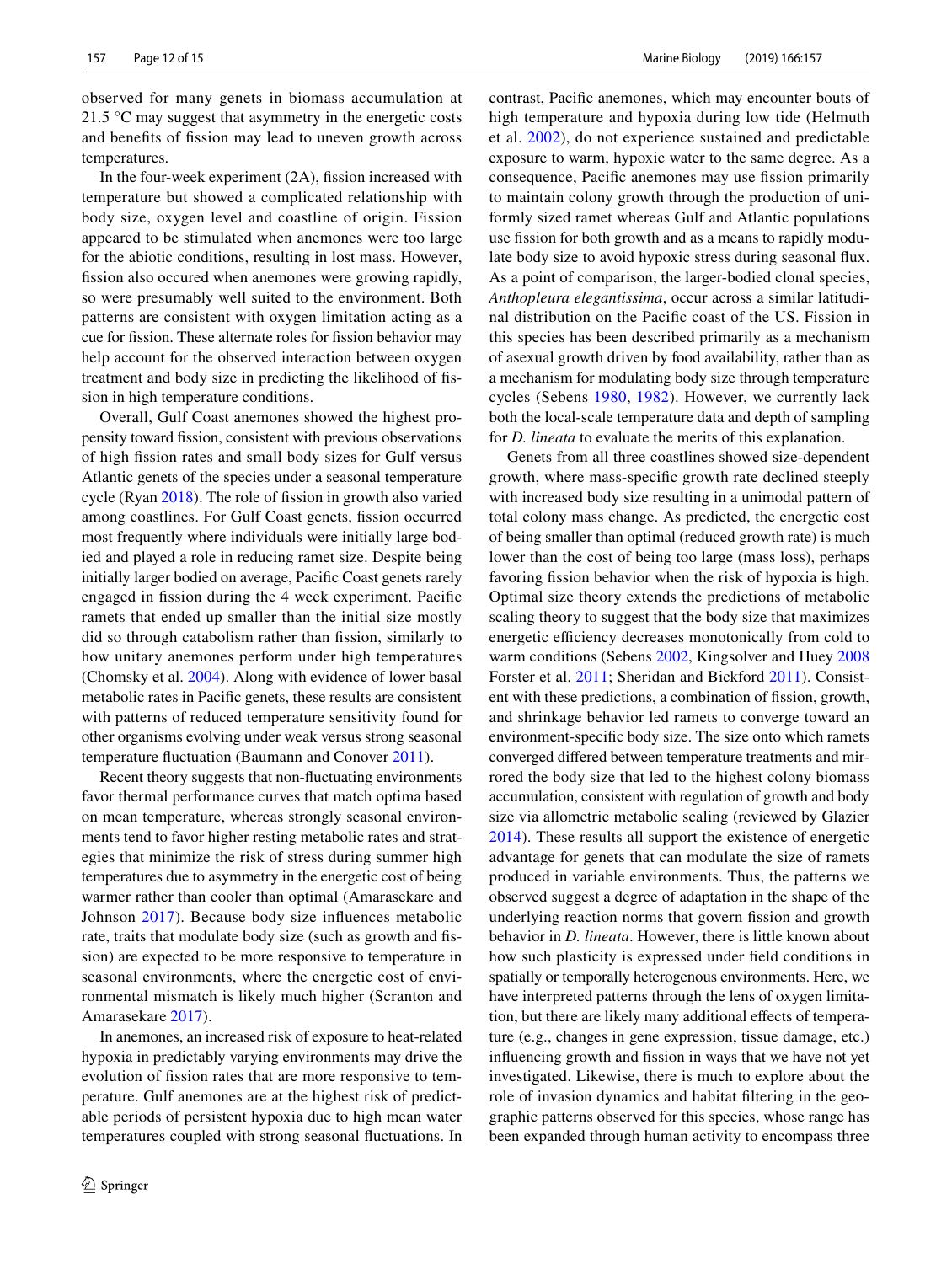observed for many genets in biomass accumulation at 21.5 °C may suggest that asymmetry in the energetic costs and benefits of fission may lead to uneven growth across temperatures.

In the four-week experiment (2A), fission increased with temperature but showed a complicated relationship with body size, oxygen level and coastline of origin. Fission appeared to be stimulated when anemones were too large for the abiotic conditions, resulting in lost mass. However, fission also occured when anemones were growing rapidly, so were presumably well suited to the environment. Both patterns are consistent with oxygen limitation acting as a cue for fission. These alternate roles for fission behavior may help account for the observed interaction between oxygen treatment and body size in predicting the likelihood of fission in high temperature conditions.

Overall, Gulf Coast anemones showed the highest propensity toward fission, consistent with previous observations of high fission rates and small body sizes for Gulf versus Atlantic genets of the species under a seasonal temperature cycle (Ryan 2018). The role of fission in growth also varied among coastlines. For Gulf Coast genets, fission occurred most frequently where individuals were initially large bodied and played a role in reducing ramet size. Despite being initially larger bodied on average, Pacific Coast genets rarely engaged in fission during the 4 week experiment. Pacific ramets that ended up smaller than the initial size mostly did so through catabolism rather than fission, similarly to how unitary anemones perform under high temperatures (Chomsky et al. 2004). Along with evidence of lower basal metabolic rates in Pacific genets, these results are consistent with patterns of reduced temperature sensitivity found for other organisms evolving under weak versus strong seasonal temperature fluctuation (Baumann and Conover 2011).

Recent theory suggests that non-fluctuating environments favor thermal performance curves that match optima based on mean temperature, whereas strongly seasonal environments tend to favor higher resting metabolic rates and strategies that minimize the risk of stress during summer high temperatures due to asymmetry in the energetic cost of being warmer rather than cooler than optimal (Amarasekare and Johnson 2017). Because body size influences metabolic rate, traits that modulate body size (such as growth and fission) are expected to be more responsive to temperature in seasonal environments, where the energetic cost of environmental mismatch is likely much higher (Scranton and Amarasekare 2017).

In anemones, an increased risk of exposure to heat-related hypoxia in predictably varying environments may drive the evolution of fission rates that are more responsive to temperature. Gulf anemones are at the highest risk of predictable periods of persistent hypoxia due to high mean water temperatures coupled with strong seasonal fluctuations. In contrast, Pacific anemones, which may encounter bouts of high temperature and hypoxia during low tide (Helmuth et al. 2002), do not experience sustained and predictable exposure to warm, hypoxic water to the same degree. As a consequence, Pacific anemones may use fission primarily to maintain colony growth through the production of uniformly sized ramet whereas Gulf and Atlantic populations use fission for both growth and as a means to rapidly modulate body size to avoid hypoxic stress during seasonal flux. As a point of comparison, the larger-bodied clonal species, *Anthopleura elegantissima*, occur across a similar latitudinal distribution on the Pacific coast of the US. Fission in this species has been described primarily as a mechanism of asexual growth driven by food availability, rather than as a mechanism for modulating body size through temperature cycles (Sebens 1980, 1982). However, we currently lack both the local-scale temperature data and depth of sampling for *D. lineata* to evaluate the merits of this explanation.

Genets from all three coastlines showed size-dependent growth, where mass-specific growth rate declined steeply with increased body size resulting in a unimodal pattern of total colony mass change. As predicted, the energetic cost of being smaller than optimal (reduced growth rate) is much lower than the cost of being too large (mass loss), perhaps favoring fission behavior when the risk of hypoxia is high. Optimal size theory extends the predictions of metabolic scaling theory to suggest that the body size that maximizes energetic efficiency decreases monotonically from cold to warm conditions (Sebens 2002, Kingsolver and Huey 2008 Forster et al. 2011; Sheridan and Bickford 2011). Consistent with these predictions, a combination of fission, growth, and shrinkage behavior led ramets to converge toward an environment-specific body size. The size onto which ramets converged differed between temperature treatments and mirrored the body size that led to the highest colony biomass accumulation, consistent with regulation of growth and body size via allometric metabolic scaling (reviewed by Glazier 2014). These results all support the existence of energetic advantage for genets that can modulate the size of ramets produced in variable environments. Thus, the patterns we observed suggest a degree of adaptation in the shape of the underlying reaction norms that govern fission and growth behavior in *D. lineata*. However, there is little known about how such plasticity is expressed under field conditions in spatially or temporally heterogenous environments. Here, we have interpreted patterns through the lens of oxygen limitation, but there are likely many additional effects of temperature (e.g., changes in gene expression, tissue damage, etc.) influencing growth and fission in ways that we have not yet investigated. Likewise, there is much to explore about the role of invasion dynamics and habitat filtering in the geographic patterns observed for this species, whose range has been expanded through human activity to encompass three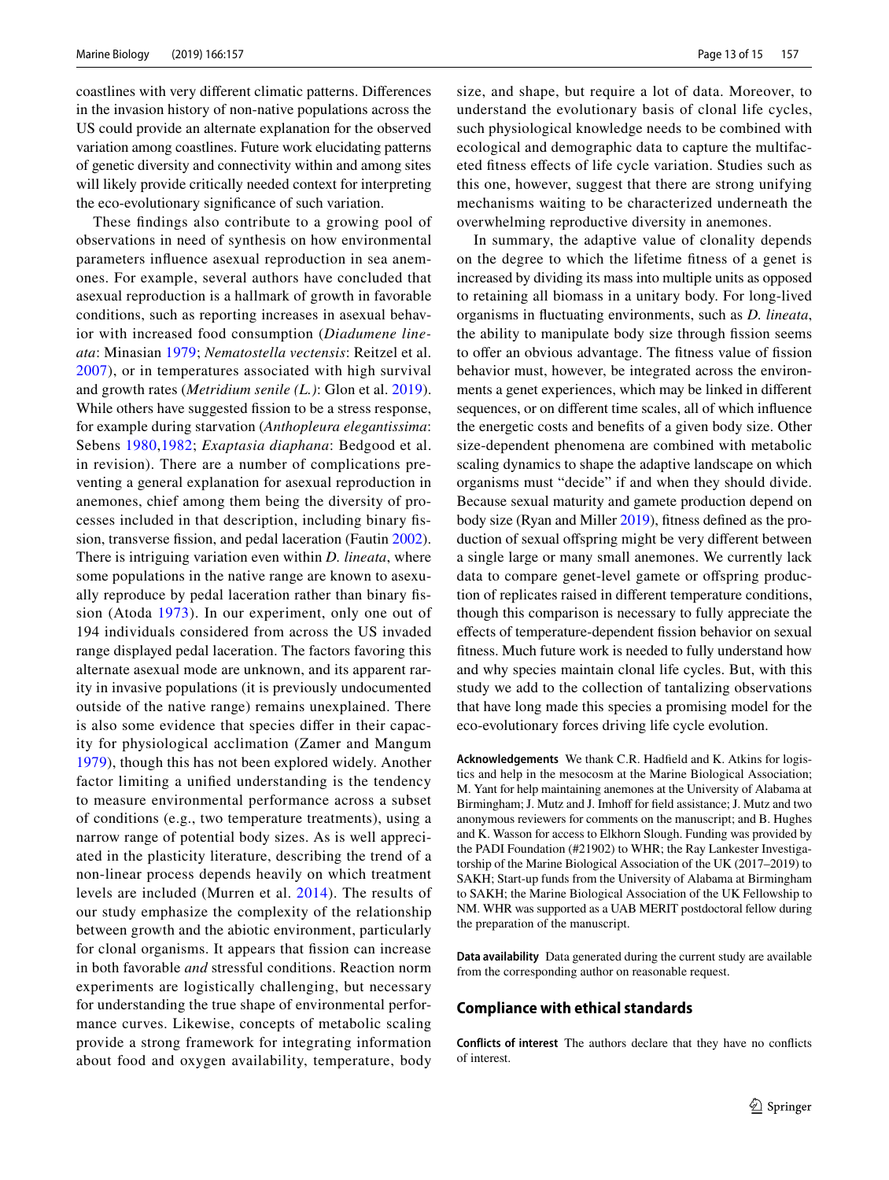coastlines with very different climatic patterns. Differences in the invasion history of non-native populations across the US could provide an alternate explanation for the observed variation among coastlines. Future work elucidating patterns of genetic diversity and connectivity within and among sites will likely provide critically needed context for interpreting the eco-evolutionary significance of such variation.

These findings also contribute to a growing pool of observations in need of synthesis on how environmental parameters influence asexual reproduction in sea anemones. For example, several authors have concluded that asexual reproduction is a hallmark of growth in favorable conditions, such as reporting increases in asexual behavior with increased food consumption (*Diadumene lineata*: Minasian 1979; *Nematostella vectensis*: Reitzel et al. 2007), or in temperatures associated with high survival and growth rates (*Metridium senile (L.)*: Glon et al. 2019). While others have suggested fission to be a stress response, for example during starvation (*Anthopleura elegantissima*: Sebens 1980,1982; *Exaptasia diaphana*: Bedgood et al. in revision). There are a number of complications preventing a general explanation for asexual reproduction in anemones, chief among them being the diversity of processes included in that description, including binary fission, transverse fission, and pedal laceration (Fautin 2002). There is intriguing variation even within *D. lineata*, where some populations in the native range are known to asexually reproduce by pedal laceration rather than binary fission (Atoda 1973). In our experiment, only one out of 194 individuals considered from across the US invaded range displayed pedal laceration. The factors favoring this alternate asexual mode are unknown, and its apparent rarity in invasive populations (it is previously undocumented outside of the native range) remains unexplained. There is also some evidence that species differ in their capacity for physiological acclimation (Zamer and Mangum 1979), though this has not been explored widely. Another factor limiting a unified understanding is the tendency to measure environmental performance across a subset of conditions (e.g., two temperature treatments), using a narrow range of potential body sizes. As is well appreciated in the plasticity literature, describing the trend of a non-linear process depends heavily on which treatment levels are included (Murren et al. 2014). The results of our study emphasize the complexity of the relationship between growth and the abiotic environment, particularly for clonal organisms. It appears that fission can increase in both favorable *and* stressful conditions. Reaction norm experiments are logistically challenging, but necessary for understanding the true shape of environmental performance curves. Likewise, concepts of metabolic scaling provide a strong framework for integrating information about food and oxygen availability, temperature, body size, and shape, but require a lot of data. Moreover, to understand the evolutionary basis of clonal life cycles, such physiological knowledge needs to be combined with ecological and demographic data to capture the multifaceted fitness effects of life cycle variation. Studies such as this one, however, suggest that there are strong unifying mechanisms waiting to be characterized underneath the overwhelming reproductive diversity in anemones.

In summary, the adaptive value of clonality depends on the degree to which the lifetime fitness of a genet is increased by dividing its mass into multiple units as opposed to retaining all biomass in a unitary body. For long-lived organisms in fluctuating environments, such as *D. lineata*, the ability to manipulate body size through fission seems to offer an obvious advantage. The fitness value of fission behavior must, however, be integrated across the environments a genet experiences, which may be linked in different sequences, or on different time scales, all of which influence the energetic costs and benefits of a given body size. Other size-dependent phenomena are combined with metabolic scaling dynamics to shape the adaptive landscape on which organisms must "decide" if and when they should divide. Because sexual maturity and gamete production depend on body size (Ryan and Miller 2019), fitness defined as the production of sexual offspring might be very different between a single large or many small anemones. We currently lack data to compare genet-level gamete or offspring production of replicates raised in different temperature conditions, though this comparison is necessary to fully appreciate the effects of temperature-dependent fission behavior on sexual fitness. Much future work is needed to fully understand how and why species maintain clonal life cycles. But, with this study we add to the collection of tantalizing observations that have long made this species a promising model for the eco-evolutionary forces driving life cycle evolution.

**Acknowledgements** We thank C.R. Hadfield and K. Atkins for logistics and help in the mesocosm at the Marine Biological Association; M. Yant for help maintaining anemones at the University of Alabama at Birmingham; J. Mutz and J. Imhoff for field assistance; J. Mutz and two anonymous reviewers for comments on the manuscript; and B. Hughes and K. Wasson for access to Elkhorn Slough. Funding was provided by the PADI Foundation (#21902) to WHR; the Ray Lankester Investigatorship of the Marine Biological Association of the UK (2017–2019) to SAKH; Start-up funds from the University of Alabama at Birmingham to SAKH; the Marine Biological Association of the UK Fellowship to NM. WHR was supported as a UAB MERIT postdoctoral fellow during the preparation of the manuscript.

**Data availability** Data generated during the current study are available from the corresponding author on reasonable request.

## Compliance with ethical standards

**Conflicts of interest** The authors declare that they have no conflicts of interest.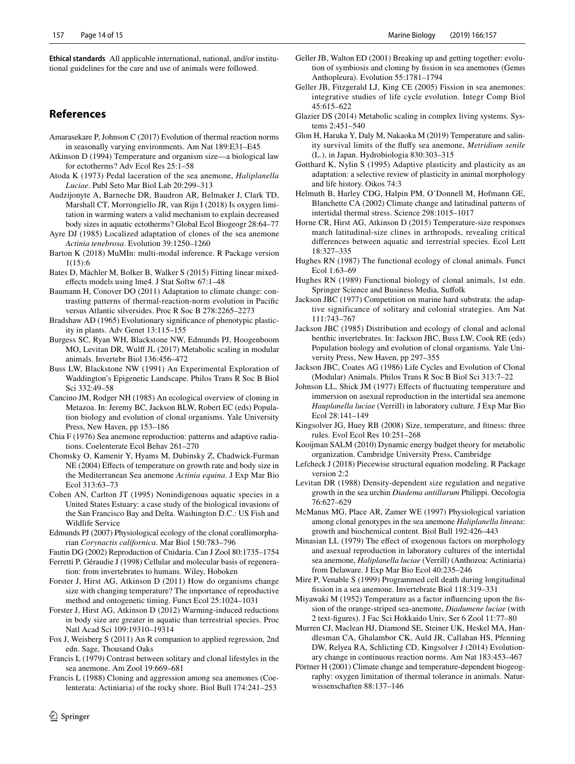**Ethical standards** All applicable international, national, and/or institutional guidelines for the care and use of animals were followed.

## References

Amarasekare P, Johnson C (2017) Evolution of thermal reaction norms in seasonally varying environments. Am Nat 189:E31–E45

Atkinson D (1994) Temperature and organism size—a biological law for ectotherms? Adv Ecol Res 25:1–58

Atoda K (1973) Pedal laceration of the sea anemone, *Haliplanella Luciae*. Publ Seto Mar Biol Lab 20:299–313

Audzijonyte A, Barneche DR, Baudron AR, Belmaker J, Clark TD, Marshall CT, Morrongiello JR, van Rijn I (2018) Is oxygen limitation in warming waters a valid mechanism to explain decreased body sizes in aquatic ectotherms? Global Ecol Biogeogr 28:64–77

Ayre DJ (1985) Localized adaptation of clones of the sea anemone *Actinia tenebrosa*. Evolution 39:1250–1260

Barton K (2018) MuMIn: multi-modal inference. R Package version 1(15):6

Bates D, Mächler M, Bolker B, Walker S (2015) Fitting linear mixed-effects models using lme4. J Stat Softw 67:1–48

Baumann H, Conover DO (2011) Adaptation to climate change: contrasting patterns of thermal-reaction-norm evolution in Pacific versus Atlantic silversides. Proc R Soc B 278:2265–2273

Bradshaw AD (1965) Evolutionary significance of phenotypic plasticity in plants. Adv Genet 13:115–155

Burgess SC, Ryan WH, Blackstone NW, Edmunds PJ, Hoogenboom MO, Levitan DR, Wulff JL (2017) Metabolic scaling in modular animals. Invertebr Biol 136:456–472

Buss LW, Blackstone NW (1991) An Experimental Exploration of Waddington's Epigenetic Landscape. Philos Trans R Soc B Biol Sci 332:49–58

Cancino JM, Rodger NH (1985) An ecological overview of cloning in Metazoa. In: Jeremy BC, Jackson BLW, Robert EC (eds) Population biology and evolution of clonal organisms. Yale University Press, New Haven, pp 153–186

Chia F (1976) Sea anemone reproduction: patterns and adaptive radiations. Coelenterate Ecol Behav 261–270

Chomsky O, Kamenir Y, Hyams M, Dubinsky Z, Chadwick-Furman NE (2004) Effects of temperature on growth rate and body size in the Mediterranean Sea anemone *Actinia equina*. J Exp Mar Bio Ecol 313:63–73

Cohen AN, Carlton JT (1995) Nonindigenous aquatic species in a United States Estuary: a case study of the biological invasions of the San Francisco Bay and Delta. Washington D.C.: US Fish and Wildlife Service

Edmunds PJ (2007) Physiological ecology of the clonal corallimorpharian *Corynactis californica*. Mar Biol 150:783–796

Fautin DG (2002) Reproduction of Cnidaria. Can J Zool 80:1735–1754

Ferretti P, Géraudie J (1998) Cellular and molecular basis of regeneration: from invertebrates to humans. Wiley, Hoboken

Forster J, Hirst AG, Atkinson D (2011) How do organisms change size with changing temperature? The importance of reproductive method and ontogenetic timing. Funct Ecol 25:1024–1031

Forster J, Hirst AG, Atkinson D (2012) Warming-induced reductions in body size are greater in aquatic than terrestrial species. Proc Natl Acad Sci 109:19310–19314

Fox J, Weisberg S (2011) An R companion to applied regression, 2nd edn. Sage, Thousand Oaks

Francis L (1979) Contrast between solitary and clonal lifestyles in the sea anemone. Am Zool 19:669–681

Francis L (1988) Cloning and aggression among sea anemones (Coelenterata: Actiniaria) of the rocky shore. Biol Bull 174:241–253

Geller JB, Walton ED (2001) Breaking up and getting together: evolution of symbiosis and cloning by fission in sea anemones (Genus Anthopleura). Evolution 55:1781–1794

Geller JB, Fitzgerald LJ, King CE (2005) Fission in sea anemones: integrative studies of life cycle evolution. Integr Comp Biol 45:615–622

Glazier DS (2014) Metabolic scaling in complex living systems. Systems 2:451–540

Glon H, Haruka Y, Daly M, Nakaoka M (2019) Temperature and salinity survival limits of the fluffy sea anemone, *Metridium senile* (L.), in Japan. Hydrobiologia 830:303–315

Gotthard K, Nylin S (1995) Adaptive plasticity and plasticity as an adaptation: a selective review of plasticity in animal morphology and life history. Oikos 74:3

Helmuth B, Harley CDG, Halpin PM, O'Donnell M, Hofmann GE, Blanchette CA (2002) Climate change and latitudinal patterns of intertidal thermal stress. Science 298:1015–1017

Horne CR, Hirst AG, Atkinson D (2015) Temperature-size responses match latitudinal-size clines in arthropods, revealing critical differences between aquatic and terrestrial species. Ecol Lett 18:327–335

Hughes RN (1987) The functional ecology of clonal animals. Funct Ecol 1:63–69

Hughes RN (1989) Functional biology of clonal animals, 1st edn. Springer Science and Business Media, Suffolk

Jackson JBC (1977) Competition on marine hard substrata: the adaptive significance of solitary and colonial strategies. Am Nat 111:743–767

Jackson JBC (1985) Distribution and ecology of clonal and aclonal benthic invertebrates. In: Jackson JBC, Buss LW, Cook RE (eds) Population biology and evolution of clonal organisms. Yale University Press, New Haven, pp 297–355

Jackson JBC, Coates AG (1986) Life Cycles and Evolution of Clonal (Modular) Animals. Philos Trans R Soc B Biol Sci 313:7–22

Johnson LL, Shick JM (1977) Effects of fluctuating temperature and immersion on asexual reproduction in the intertidal sea anemone *Hauplanella luciae* (Verrill) in laboratory culture. J Exp Mar Bio Ecol 28:141–149

Kingsolver JG, Huey RB (2008) Size, temperature, and fitness: three rules. Evol Ecol Res 10:251–268

Kooijman SALM (2010) Dynamic energy budget theory for metabolic organization. Cambridge University Press, Cambridge

Lefcheck J (2018) Piecewise structural equation modeling. R Package version 2:2

Levitan DR (1988) Density-dependent size regulation and negative growth in the sea urchin *Diadema antillarum* Philippi. Oecologia 76:627–629

McManus MG, Place AR, Zamer WE (1997) Physiological variation among clonal genotypes in the sea anemone *Haliplanella lineata*: growth and biochemical content. Biol Bull 192:426–443

Minasian LL (1979) The effect of exogenous factors on morphology and asexual reproduction in laboratory cultures of the intertidal sea anemone, *Haliplanella luciae* (Verrill) (Anthozoa: Actiniaria) from Delaware. J Exp Mar Bio Ecol 40:235–246

Mire P, Venable S (1999) Programmed cell death during longitudinal fission in a sea anemone. Invertebrate Biol 118:319–331

Miyawaki M (1952) Temperature as a factor influencing upon the fission of the orange-striped sea-anemone, *Diadumene luciae* (with 2 text-figures). J Fac Sci Hokkaido Univ, Ser 6 Zool 11:77–80

Murren CJ, Maclean HJ, Diamond SE, Steiner UK, Heskel MA, Handlesman CA, Ghalambor CK, Auld JR, Callahan HS, Pfenning DW, Relyea RA, Schlicting CD, Kingsolver J (2014) Evolutionary change in continuous reaction norms. Am Nat 183:453–467

Pörtner H (2001) Climate change and temperature-dependent biogeography: oxygen limitation of thermal tolerance in animals. Naturwissenschaften 88:137–146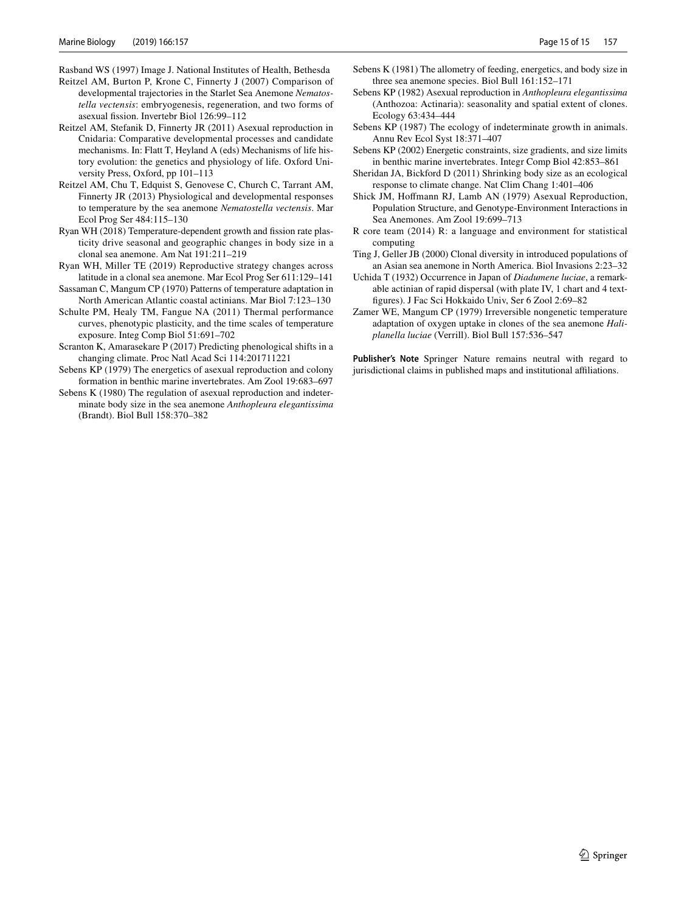Rasband WS (1997) Image J. National Institutes of Health, Bethesda

Reitzel AM, Burton P, Krone C, Finnerty J (2007) Comparison of developmental trajectories in the Starlet Sea Anemone *Nematostella vectensis*: embryogenesis, regeneration, and two forms of asexual fission. Invertebr Biol 126:99–112

Reitzel AM, Stefanik D, Finnerty JR (2011) Asexual reproduction in Cnidaria: Comparative developmental processes and candidate mechanisms. In: Flatt T, Heyland A (eds) Mechanisms of life history evolution: the genetics and physiology of life. Oxford University Press, Oxford, pp 101–113

Reitzel AM, Chu T, Edquist S, Genovese C, Church C, Tarrant AM, Finnerty JR (2013) Physiological and developmental responses to temperature by the sea anemone *Nematostella vectensis*. Mar Ecol Prog Ser 484:115–130

Ryan WH (2018) Temperature-dependent growth and fission rate plasticity drive seasonal and geographic changes in body size in a clonal sea anemone. Am Nat 191:211–219

Ryan WH, Miller TE (2019) Reproductive strategy changes across latitude in a clonal sea anemone. Mar Ecol Prog Ser 611:129–141

Sassaman C, Mangum CP (1970) Patterns of temperature adaptation in North American Atlantic coastal actinians. Mar Biol 7:123–130

Schulte PM, Healy TM, Fangue NA (2011) Thermal performance curves, phenotypic plasticity, and the time scales of temperature exposure. Integ Comp Biol 51:691–702

Scranton K, Amarasekare P (2017) Predicting phenological shifts in a changing climate. Proc Natl Acad Sci 114:201711221

Sebens KP (1979) The energetics of asexual reproduction and colony formation in benthic marine invertebrates. Am Zool 19:683–697

Sebens K (1980) The regulation of asexual reproduction and indeterminate body size in the sea anemone *Anthopleura elegantissima* (Brandt). Biol Bull 158:370–382

Sebens K (1981) The allometry of feeding, energetics, and body size in three sea anemone species. Biol Bull 161:152–171

Sebens KP (1982) Asexual reproduction in *Anthopleura elegantissima* (Anthozoa: Actinaria): seasonality and spatial extent of clones. Ecology 63:434–444

Sebens KP (1987) The ecology of indeterminate growth in animals. Annu Rev Ecol Syst 18:371–407

Sebens KP (2002) Energetic constraints, size gradients, and size limits in benthic marine invertebrates. Integr Comp Biol 42:853–861

Sheridan JA, Bickford D (2011) Shrinking body size as an ecological response to climate change. Nat Clim Chang 1:401–406

Shick JM, Hoffmann RJ, Lamb AN (1979) Asexual Reproduction, Population Structure, and Genotype-Environment Interactions in Sea Anemones. Am Zool 19:699–713

R core team (2014) R: a language and environment for statistical computing

Ting J, Geller JB (2000) Clonal diversity in introduced populations of an Asian sea anemone in North America. Biol Invasions 2:23–32

Uchida T (1932) Occurrence in Japan of *Diadumene luciae*, a remarkable actinian of rapid dispersal (with plate IV, 1 chart and 4 text-figures). J Fac Sci Hokkaido Univ, Ser 6 Zool 2:69–82

Zamer WE, Mangum CP (1979) Irreversible nongenetic temperature adaptation of oxygen uptake in clones of the sea anemone *Haliplanella luciae* (Verrill). Biol Bull 157:536–547

**Publisher's Note** Springer Nature remains neutral with regard to jurisdictional claims in published maps and institutional affiliations.